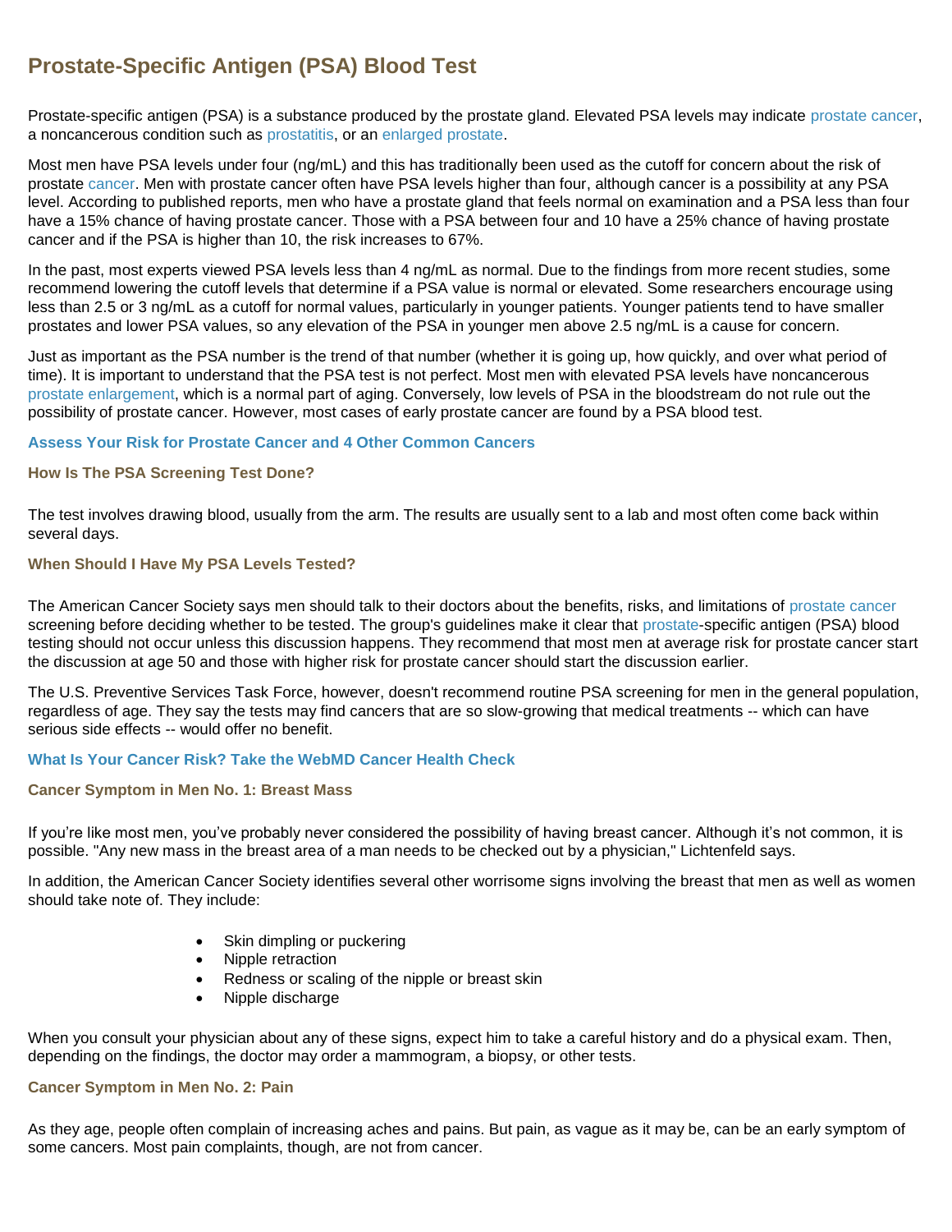# Prostate-Specific Antigen (PSA) Blood Test

Prostate-specific antigen (PSA) is a substance produced by the prostate gland. Elevated PSA levels may indicate prostate cancer, a noncancerous condition such as prostatitis, or an enlarged prostate.

Most men have PSA levels under four (ng/mL) and this has traditionally been used as the cutoff for concern about the risk of prostate cancer. Men with prostate cancer often have PSA levels higher than four, although cancer is a possibility at any PSA level. According to published reports, men who have a prostate gland that feels normal on examination and a PSA less than four have a 15% chance of having prostate cancer. Those with a PSA between four and 10 have a 25% chance of having prostate cancer and if the PSA is higher than 10, the risk increases to 67%.

In the past, most experts viewed PSA levels less than 4 ng/mL as normal. Due to the findings from more recent studies, some recommend lowering the cutoff levels that determine if a PSA value is normal or elevated. Some researchers encourage using less than 2.5 or 3 ng/mL as a cutoff for normal values, particularly in younger patients. Younger patients tend to have smaller prostates and lower PSA values, so any elevation of the PSA in younger men above 2.5 ng/mL is a cause for concern.

Just as important as the PSA number is the trend of that number (whether it is going up, how quickly, and over what period of time). It is important to understand that the PSA test is not perfect. Most men with elevated PSA levels have noncancerous prostate enlargement, which is a normal part of aging. Conversely, low levels of PSA in the bloodstream do not rule out the possibility of prostate cancer. However, most cases of early prostate cancer are found by a PSA blood test.

**Assess Your Risk for Prostate Cancer and 4 Other Common Cancers**

### How Is The PSA Screening Test Done?

The test involves drawing blood, usually from the arm. The results are usually sent to a lab and most often come back within several days.

### When Should I Have My PSA Levels Tested?

The American Cancer Society says men should talk to their doctors about the benefits, risks, and limitations of prostate cancer screening before deciding whether to be tested. The group's guidelines make it clear that prostate-specific antigen (PSA) blood testing should not occur unless this discussion happens. They recommend that most men at average risk for prostate cancer start the discussion at age 50 and those with higher risk for prostate cancer should start the discussion earlier.

The U.S. Preventive Services Task Force, however, doesn't recommend routine PSA screening for men in the general population, regardless of age. They say the tests may find cancers that are so slow-growing that medical treatments -- which can have serious side effects -- would offer no benefit.

**What Is Your Cancer Risk? Take the WebMD Cancer Health Check**

### Cancer Symptom in Men No. 1: Breast Mass

If you're like most men, you've probably never considered the possibility of having breast cancer. Although it's not common, it is possible. "Any new mass in the breast area of a man needs to be checked out by a physician," Lichtenfeld says.

In addition, the American Cancer Society identifies several other worrisome signs involving the breast that men as well as women should take note of. They include:

- Skin dimpling or puckering
- Nipple retraction
- Redness or scaling of the nipple or breast skin
- Nipple discharge

When you consult your physician about any of these signs, expect him to take a careful history and do a physical exam. Then, depending on the findings, the doctor may order a mammogram, a biopsy, or other tests.

### Cancer Symptom in Men No. 2: Pain

As they age, people often complain of increasing aches and pains. But pain, as vague as it may be, can be an early symptom of some cancers. Most pain complaints, though, are not from cancer.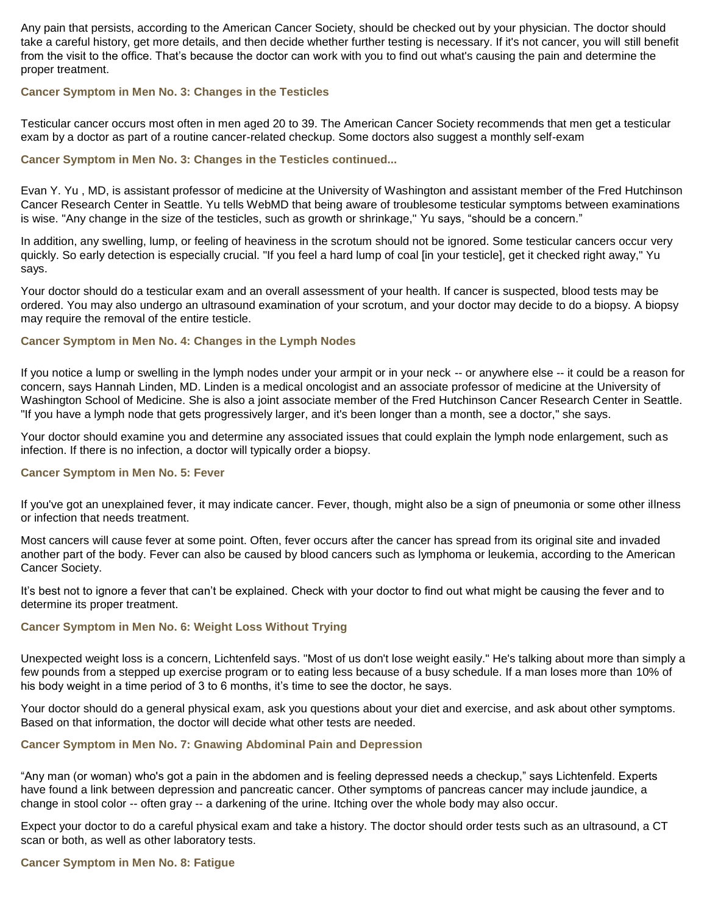Any pain that persists, according to the American Cancer Society, should be checked out by your physician. The doctor should take a careful history, get more details, and then decide whether further testing is necessary. If it's not cancer, you will still benefit from the visit to the office. That's because the doctor can work with you to find out what's causing the pain and determine the proper treatment.

### Cancer Symptom in Men No. 3: Changes in the Testicles

Testicular cancer occurs most often in men aged 20 to 39. The American Cancer Society recommends that men get a testicular exam by a doctor as part of a routine cancer-related checkup. Some doctors also suggest a monthly self-exam

### Cancer Symptom in Men No. 3: Changes in the Testicles continued...

Evan Y. Yu , MD, is assistant professor of medicine at the University of Washington and assistant member of the Fred Hutchinson Cancer Research Center in Seattle. Yu tells WebMD that being aware of troublesome testicular symptoms between examinations is wise. "Any change in the size of the testicles, such as growth or shrinkage," Yu says, "should be a concern."

In addition, any swelling, lump, or feeling of heaviness in the scrotum should not be ignored. Some testicular cancers occur very quickly. So early detection is especially crucial. "If you feel a hard lump of coal [in your testicle], get it checked right away," Yu says.

Your doctor should do a testicular exam and an overall assessment of your health. If cancer is suspected, blood tests may be ordered. You may also undergo an ultrasound examination of your scrotum, and your doctor may decide to do a biopsy. A biopsy may require the removal of the entire testicle.

### Cancer Symptom in Men No. 4: Changes in the Lymph Nodes

If you notice a lump or swelling in the lymph nodes under your armpit or in your neck -- or anywhere else -- it could be a reason for concern, says Hannah Linden, MD. Linden is a medical oncologist and an associate professor of medicine at the University of Washington School of Medicine. She is also a joint associate member of the Fred Hutchinson Cancer Research Center in Seattle. "If you have a lymph node that gets progressively larger, and it's been longer than a month, see a doctor," she says.

Your doctor should examine you and determine any associated issues that could explain the lymph node enlargement, such as infection. If there is no infection, a doctor will typically order a biopsy.

### Cancer Symptom in Men No. 5: Fever

If you've got an unexplained fever, it may indicate cancer. Fever, though, might also be a sign of pneumonia or some other illness or infection that needs treatment.

Most cancers will cause fever at some point. Often, fever occurs after the cancer has spread from its original site and invaded another part of the body. Fever can also be caused by blood cancers such as lymphoma or leukemia, according to the American Cancer Society.

It's best not to ignore a fever that can't be explained. Check with your doctor to find out what might be causing the fever and to determine its proper treatment.

### Cancer Symptom in Men No. 6: Weight Loss Without Trying

Unexpected weight loss is a concern, Lichtenfeld says. "Most of us don't lose weight easily." He's talking about more than simply a few pounds from a stepped up exercise program or to eating less because of a busy schedule. If a man loses more than 10% of his body weight in a time period of 3 to 6 months, it's time to see the doctor, he says.

Your doctor should do a general physical exam, ask you questions about your diet and exercise, and ask about other symptoms. Based on that information, the doctor will decide what other tests are needed.

### Cancer Symptom in Men No. 7: Gnawing Abdominal Pain and Depression

"Any man (or woman) who's got a pain in the abdomen and is feeling depressed needs a checkup," says Lichtenfeld. Experts have found a link between depression and pancreatic cancer. Other symptoms of pancreas cancer may include jaundice, a change in stool color -- often gray -- a darkening of the urine. Itching over the whole body may also occur.

Expect your doctor to do a careful physical exam and take a history. The doctor should order tests such as an ultrasound, a CT scan or both, as well as other laboratory tests.

### Cancer Symptom in Men No. 8: Fatigue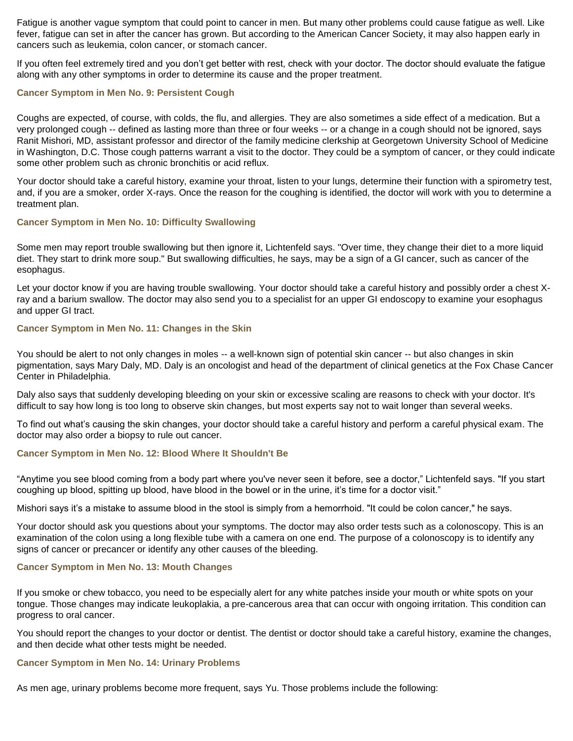Fatigue is another vague symptom that could point to cancer in men. But many other problems could cause fatigue as well. Like fever, fatigue can set in after the cancer has grown. But according to the American Cancer Society, it may also happen early in cancers such as leukemia, colon cancer, or stomach cancer.

If you often feel extremely tired and you don't get better with rest, check with your doctor. The doctor should evaluate the fatigue along with any other symptoms in order to determine its cause and the proper treatment.

### Cancer Symptom in Men No. 9: Persistent Cough

Coughs are expected, of course, with colds, the flu, and allergies. They are also sometimes a side effect of a medication. But a very prolonged cough -- defined as lasting more than three or four weeks -- or a change in a cough should not be ignored, says Ranit Mishori, MD, assistant professor and director of the family medicine clerkship at Georgetown University School of Medicine in Washington, D.C. Those cough patterns warrant a visit to the doctor. They could be a symptom of cancer, or they could indicate some other problem such as chronic bronchitis or acid reflux.

Your doctor should take a careful history, examine your throat, listen to your lungs, determine their function with a spirometry test, and, if you are a smoker, order X-rays. Once the reason for the coughing is identified, the doctor will work with you to determine a treatment plan.

### Cancer Symptom in Men No. 10: Difficulty Swallowing

Some men may report trouble swallowing but then ignore it, Lichtenfeld says. "Over time, they change their diet to a more liquid diet. They start to drink more soup." But swallowing difficulties, he says, may be a sign of a GI cancer, such as cancer of the esophagus.

Let your doctor know if you are having trouble swallowing. Your doctor should take a careful history and possibly order a chest X-ray and a barium swallow. The doctor may also send you to a specialist for an upper GI endoscopy to examine your esophagus and upper GI tract.

### Cancer Symptom in Men No. 11: Changes in the Skin

You should be alert to not only changes in moles -- a well-known sign of potential skin cancer -- but also changes in skin pigmentation, says Mary Daly, MD. Daly is an oncologist and head of the department of clinical genetics at the Fox Chase Cancer Center in Philadelphia.

Daly also says that suddenly developing bleeding on your skin or excessive scaling are reasons to check with your doctor. It's difficult to say how long is too long to observe skin changes, but most experts say not to wait longer than several weeks.

To find out what's causing the skin changes, your doctor should take a careful history and perform a careful physical exam. The doctor may also order a biopsy to rule out cancer.

### Cancer Symptom in Men No. 12: Blood Where It Shouldn't Be

"Anytime you see blood coming from a body part where you've never seen it before, see a doctor," Lichtenfeld says. "If you start coughing up blood, spitting up blood, have blood in the bowel or in the urine, it's time for a doctor visit."

Mishori says it's a mistake to assume blood in the stool is simply from a hemorrhoid. "It could be colon cancer," he says.

Your doctor should ask you questions about your symptoms. The doctor may also order tests such as a colonoscopy. This is an examination of the colon using a long flexible tube with a camera on one end. The purpose of a colonoscopy is to identify any signs of cancer or precancer or identify any other causes of the bleeding.

### Cancer Symptom in Men No. 13: Mouth Changes

If you smoke or chew tobacco, you need to be especially alert for any white patches inside your mouth or white spots on your tongue. Those changes may indicate leukoplakia, a pre-cancerous area that can occur with ongoing irritation. This condition can progress to oral cancer.

You should report the changes to your doctor or dentist. The dentist or doctor should take a careful history, examine the changes, and then decide what other tests might be needed.

### Cancer Symptom in Men No. 14: Urinary Problems

As men age, urinary problems become more frequent, says Yu. Those problems include the following: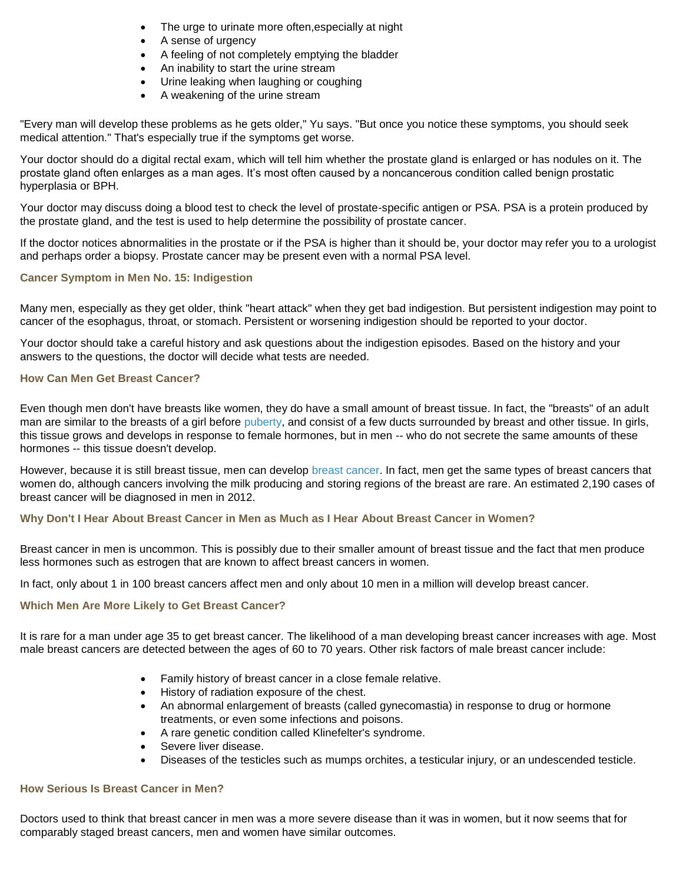- The urge to urinate more often,especially at night
- A sense of urgency
- A feeling of not completely emptying the bladder
- An inability to start the urine stream
- Urine leaking when laughing or coughing
- A weakening of the urine stream

"Every man will develop these problems as he gets older," Yu says. "But once you notice these symptoms, you should seek medical attention." That's especially true if the symptoms get worse.

Your doctor should do a digital rectal exam, which will tell him whether the prostate gland is enlarged or has nodules on it. The prostate gland often enlarges as a man ages. It's most often caused by a noncancerous condition called benign prostatic hyperplasia or BPH.

Your doctor may discuss doing a blood test to check the level of prostate-specific antigen or PSA. PSA is a protein produced by the prostate gland, and the test is used to help determine the possibility of prostate cancer.

If the doctor notices abnormalities in the prostate or if the PSA is higher than it should be, your doctor may refer you to a urologist and perhaps order a biopsy. Prostate cancer may be present even with a normal PSA level.

### Cancer Symptom in Men No. 15: Indigestion

Many men, especially as they get older, think "heart attack" when they get bad indigestion. But persistent indigestion may point to cancer of the esophagus, throat, or stomach. Persistent or worsening indigestion should be reported to your doctor.

Your doctor should take a careful history and ask questions about the indigestion episodes. Based on the history and your answers to the questions, the doctor will decide what tests are needed.

### How Can Men Get Breast Cancer?

Even though men don't have breasts like women, they do have a small amount of breast tissue. In fact, the "breasts" of an adult man are similar to the breasts of a girl before puberty, and consist of a few ducts surrounded by breast and other tissue. In girls, this tissue grows and develops in response to female hormones, but in men -- who do not secrete the same amounts of these hormones -- this tissue doesn't develop.

However, because it is still breast tissue, men can develop breast cancer. In fact, men get the same types of breast cancers that women do, although cancers involving the milk producing and storing regions of the breast are rare. An estimated 2,190 cases of breast cancer will be diagnosed in men in 2012.

### Why Don't I Hear About Breast Cancer in Men as Much as I Hear About Breast Cancer in Women?

Breast cancer in men is uncommon. This is possibly due to their smaller amount of breast tissue and the fact that men produce less hormones such as estrogen that are known to affect breast cancers in women.

In fact, only about 1 in 100 breast cancers affect men and only about 10 men in a million will develop breast cancer.

### Which Men Are More Likely to Get Breast Cancer?

It is rare for a man under age 35 to get breast cancer. The likelihood of a man developing breast cancer increases with age. Most male breast cancers are detected between the ages of 60 to 70 years. Other risk factors of male breast cancer include:

- Family history of breast cancer in a close female relative.
- History of radiation exposure of the chest.
- An abnormal enlargement of breasts (called gynecomastia) in response to drug or hormone treatments, or even some infections and poisons.
- A rare genetic condition called Klinefelter's syndrome.
- Severe liver disease.
- Diseases of the testicles such as mumps orchites, a testicular injury, or an undescended testicle.

### How Serious Is Breast Cancer in Men?

Doctors used to think that breast cancer in men was a more severe disease than it was in women, but it now seems that for comparably staged breast cancers, men and women have similar outcomes.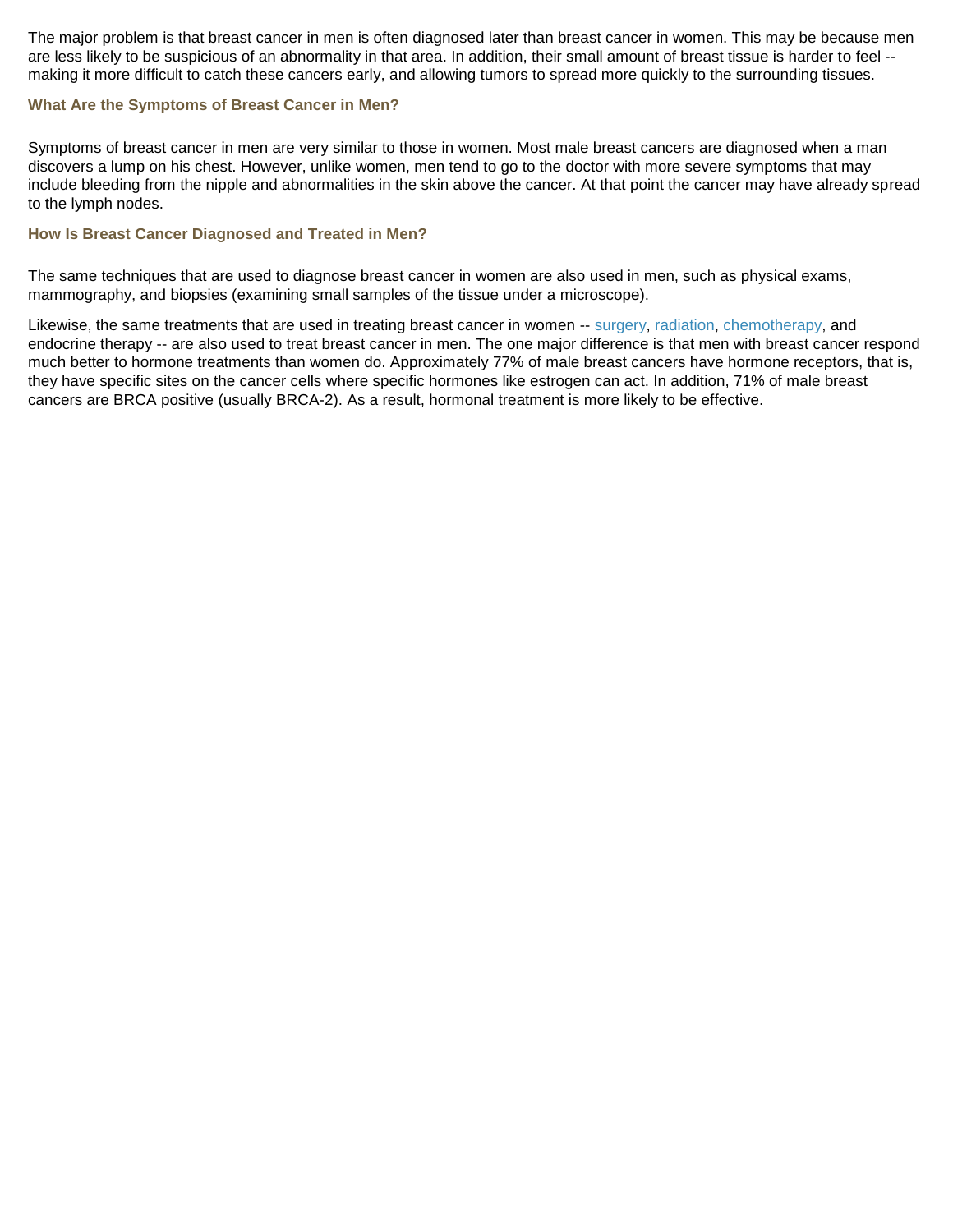The major problem is that breast cancer in men is often diagnosed later than breast cancer in women. This may be because men are less likely to be suspicious of an abnormality in that area. In addition, their small amount of breast tissue is harder to feel -- making it more difficult to catch these cancers early, and allowing tumors to spread more quickly to the surrounding tissues.

### What Are the Symptoms of Breast Cancer in Men?

Symptoms of breast cancer in men are very similar to those in women. Most male breast cancers are diagnosed when a man discovers a lump on his chest. However, unlike women, men tend to go to the doctor with more severe symptoms that may include bleeding from the nipple and abnormalities in the skin above the cancer. At that point the cancer may have already spread to the lymph nodes.

### How Is Breast Cancer Diagnosed and Treated in Men?

The same techniques that are used to diagnose breast cancer in women are also used in men, such as physical exams, mammography, and biopsies (examining small samples of the tissue under a microscope).

Likewise, the same treatments that are used in treating breast cancer in women -- surgery, radiation, chemotherapy, and endocrine therapy -- are also used to treat breast cancer in men. The one major difference is that men with breast cancer respond much better to hormone treatments than women do. Approximately 77% of male breast cancers have hormone receptors, that is, they have specific sites on the cancer cells where specific hormones like estrogen can act. In addition, 71% of male breast cancers are BRCA positive (usually BRCA-2). As a result, hormonal treatment is more likely to be effective.